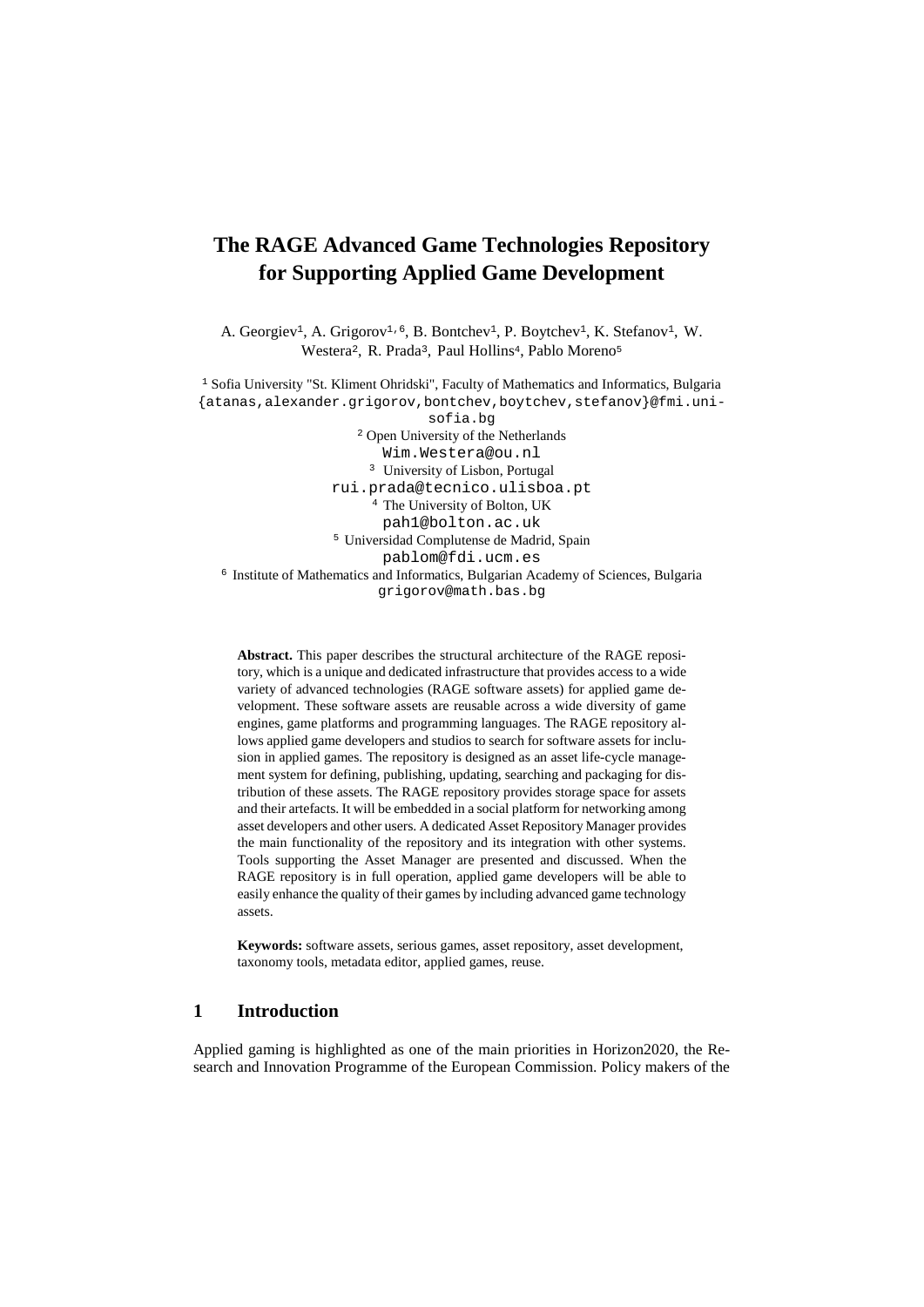# The RAGE Advanced Game Technologies Repository for Supporting Applied Game Development

A. Georgiev[1], A. Grigorov[1,6], B. Bontchev[1], P. Boytchev[1], K. Stefanov[1], W. Westera[2], R. Prada[3], Paul Hollins[4], Pablo Moreno[5]

[1] Sofia University "St. Kliment Ohridski", Faculty of Mathematics and Informatics, Bulgaria
{atanas,alexander.grigorov,bontchev,boytchev,stefanov}@fmi.uni-sofia.bg

[2] Open University of the Netherlands
Wim.Westera@ou.nl

[3] University of Lisbon, Portugal
rui.prada@tecnico.ulisboa.pt

[4] The University of Bolton, UK
pah1@bolton.ac.uk

[5] Universidad Complutense de Madrid, Spain
pablom@fdi.ucm.es

[6] Institute of Mathematics and Informatics, Bulgarian Academy of Sciences, Bulgaria
grigorov@math.bas.bg

**Abstract.** This paper describes the structural architecture of the RAGE repository, which is a unique and dedicated infrastructure that provides access to a wide variety of advanced technologies (RAGE software assets) for applied game development. These software assets are reusable across a wide diversity of game engines, game platforms and programming languages. The RAGE repository allows applied game developers and studios to search for software assets for inclusion in applied games. The repository is designed as an asset life-cycle management system for defining, publishing, updating, searching and packaging for distribution of these assets. The RAGE repository provides storage space for assets and their artefacts. It will be embedded in a social platform for networking among asset developers and other users. A dedicated Asset Repository Manager provides the main functionality of the repository and its integration with other systems. Tools supporting the Asset Manager are presented and discussed. When the RAGE repository is in full operation, applied game developers will be able to easily enhance the quality of their games by including advanced game technology assets.

**Keywords:** software assets, serious games, asset repository, asset development, taxonomy tools, metadata editor, applied games, reuse.

## 1 Introduction

Applied gaming is highlighted as one of the main priorities in Horizon2020, the Research and Innovation Programme of the European Commission. Policy makers of the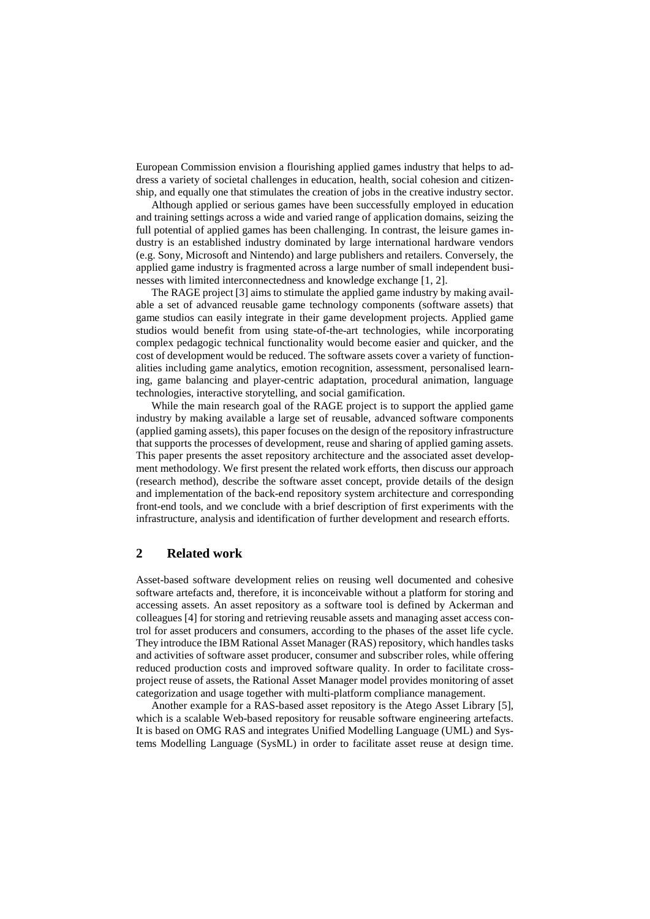European Commission envision a flourishing applied games industry that helps to address a variety of societal challenges in education, health, social cohesion and citizenship, and equally one that stimulates the creation of jobs in the creative industry sector.

Although applied or serious games have been successfully employed in education and training settings across a wide and varied range of application domains, seizing the full potential of applied games has been challenging. In contrast, the leisure games industry is an established industry dominated by large international hardware vendors (e.g. Sony, Microsoft and Nintendo) and large publishers and retailers. Conversely, the applied game industry is fragmented across a large number of small independent businesses with limited interconnectedness and knowledge exchange [1, 2].

The RAGE project [3] aims to stimulate the applied game industry by making available a set of advanced reusable game technology components (software assets) that game studios can easily integrate in their game development projects. Applied game studios would benefit from using state-of-the-art technologies, while incorporating complex pedagogic technical functionality would become easier and quicker, and the cost of development would be reduced. The software assets cover a variety of functionalities including game analytics, emotion recognition, assessment, personalised learning, game balancing and player-centric adaptation, procedural animation, language technologies, interactive storytelling, and social gamification.

While the main research goal of the RAGE project is to support the applied game industry by making available a large set of reusable, advanced software components (applied gaming assets), this paper focuses on the design of the repository infrastructure that supports the processes of development, reuse and sharing of applied gaming assets. This paper presents the asset repository architecture and the associated asset development methodology. We first present the related work efforts, then discuss our approach (research method), describe the software asset concept, provide details of the design and implementation of the back-end repository system architecture and corresponding front-end tools, and we conclude with a brief description of first experiments with the infrastructure, analysis and identification of further development and research efforts.

## 2 Related work

Asset-based software development relies on reusing well documented and cohesive software artefacts and, therefore, it is inconceivable without a platform for storing and accessing assets. An asset repository as a software tool is defined by Ackerman and colleagues [4] for storing and retrieving reusable assets and managing asset access control for asset producers and consumers, according to the phases of the asset life cycle. They introduce the IBM Rational Asset Manager (RAS) repository, which handles tasks and activities of software asset producer, consumer and subscriber roles, while offering reduced production costs and improved software quality. In order to facilitate cross-project reuse of assets, the Rational Asset Manager model provides monitoring of asset categorization and usage together with multi-platform compliance management.

Another example for a RAS-based asset repository is the Atego Asset Library [5], which is a scalable Web-based repository for reusable software engineering artefacts. It is based on OMG RAS and integrates Unified Modelling Language (UML) and Systems Modelling Language (SysML) in order to facilitate asset reuse at design time.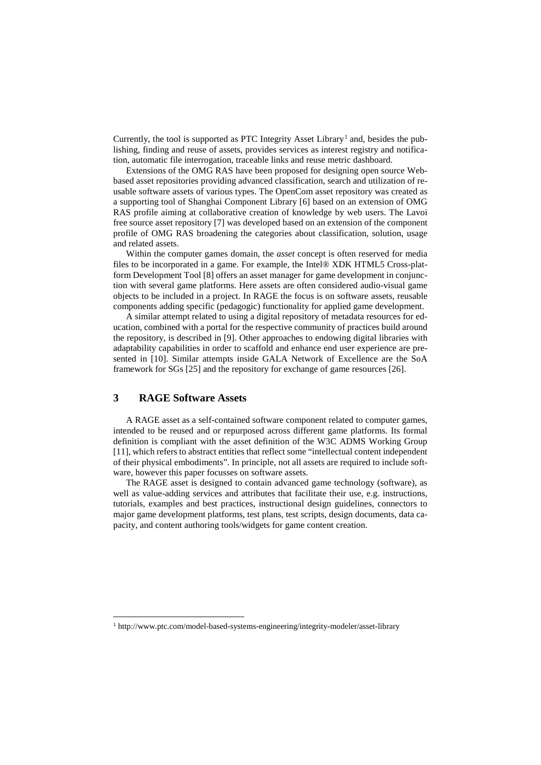Currently, the tool is supported as PTC Integrity Asset Library[1] and, besides the publishing, finding and reuse of assets, provides services as interest registry and notification, automatic file interrogation, traceable links and reuse metric dashboard.

Extensions of the OMG RAS have been proposed for designing open source Web-based asset repositories providing advanced classification, search and utilization of reusable software assets of various types. The OpenCom asset repository was created as a supporting tool of Shanghai Component Library [6] based on an extension of OMG RAS profile aiming at collaborative creation of knowledge by web users. The Lavoi free source asset repository [7] was developed based on an extension of the component profile of OMG RAS broadening the categories about classification, solution, usage and related assets.

Within the computer games domain, the *asset* concept is often reserved for media files to be incorporated in a game. For example, the Intel® XDK HTML5 Cross-platform Development Tool [8] offers an asset manager for game development in conjunction with several game platforms. Here assets are often considered audio-visual game objects to be included in a project. In RAGE the focus is on software assets, reusable components adding specific (pedagogic) functionality for applied game development.

A similar attempt related to using a digital repository of metadata resources for education, combined with a portal for the respective community of practices build around the repository, is described in [9]. Other approaches to endowing digital libraries with adaptability capabilities in order to scaffold and enhance end user experience are presented in [10]. Similar attempts inside GALA Network of Excellence are the SoA framework for SGs [25] and the repository for exchange of game resources [26].

## 3 RAGE Software Assets

A RAGE asset as a self-contained software component related to computer games, intended to be reused and or repurposed across different game platforms. Its formal definition is compliant with the asset definition of the W3C ADMS Working Group [11], which refers to abstract entities that reflect some "intellectual content independent of their physical embodiments". In principle, not all assets are required to include software, however this paper focusses on software assets.

The RAGE asset is designed to contain advanced game technology (software), as well as value-adding services and attributes that facilitate their use, e.g. instructions, tutorials, examples and best practices, instructional design guidelines, connectors to major game development platforms, test plans, test scripts, design documents, data capacity, and content authoring tools/widgets for game content creation.

[1] http://www.ptc.com/model-based-systems-engineering/integrity-modeler/asset-library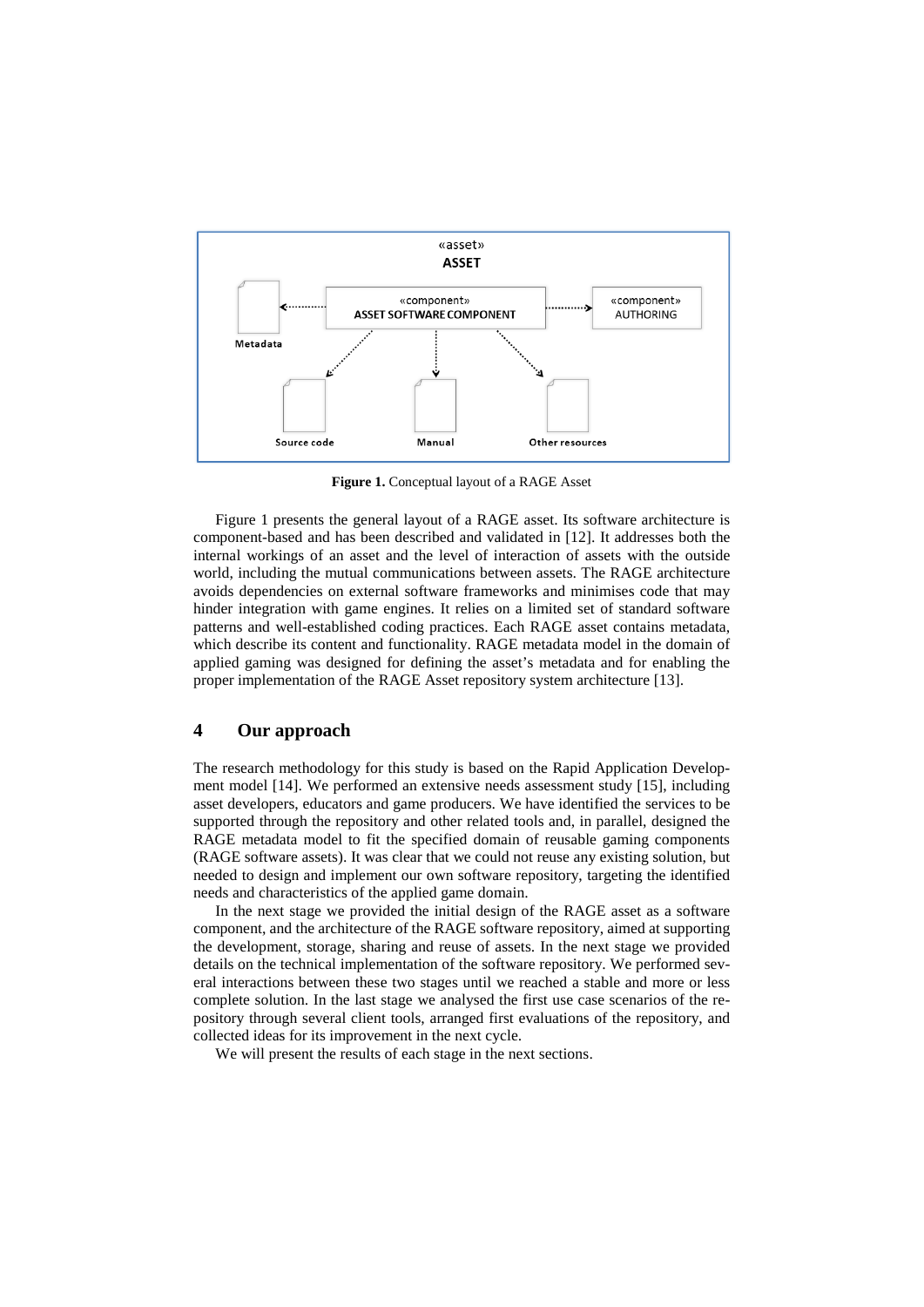«asset»
**ASSET**

«component»
ASSET SOFTWARE COMPONENT

«component»
AUTHORING

Metadata

Source code

Manual

Other resources

**Figure 1.** Conceptual layout of a RAGE Asset

Figure 1 presents the general layout of a RAGE asset. Its software architecture is component-based and has been described and validated in [12]. It addresses both the internal workings of an asset and the level of interaction of assets with the outside world, including the mutual communications between assets. The RAGE architecture avoids dependencies on external software frameworks and minimises code that may hinder integration with game engines. It relies on a limited set of standard software patterns and well-established coding practices. Each RAGE asset contains metadata, which describe its content and functionality. RAGE metadata model in the domain of applied gaming was designed for defining the asset's metadata and for enabling the proper implementation of the RAGE Asset repository system architecture [13].

## 4 Our approach

The research methodology for this study is based on the Rapid Application Development model [14]. We performed an extensive needs assessment study [15], including asset developers, educators and game producers. We have identified the services to be supported through the repository and other related tools and, in parallel, designed the RAGE metadata model to fit the specified domain of reusable gaming components (RAGE software assets). It was clear that we could not reuse any existing solution, but needed to design and implement our own software repository, targeting the identified needs and characteristics of the applied game domain.

In the next stage we provided the initial design of the RAGE asset as a software component, and the architecture of the RAGE software repository, aimed at supporting the development, storage, sharing and reuse of assets. In the next stage we provided details on the technical implementation of the software repository. We performed several interactions between these two stages until we reached a stable and more or less complete solution. In the last stage we analysed the first use case scenarios of the repository through several client tools, arranged first evaluations of the repository, and collected ideas for its improvement in the next cycle.

We will present the results of each stage in the next sections.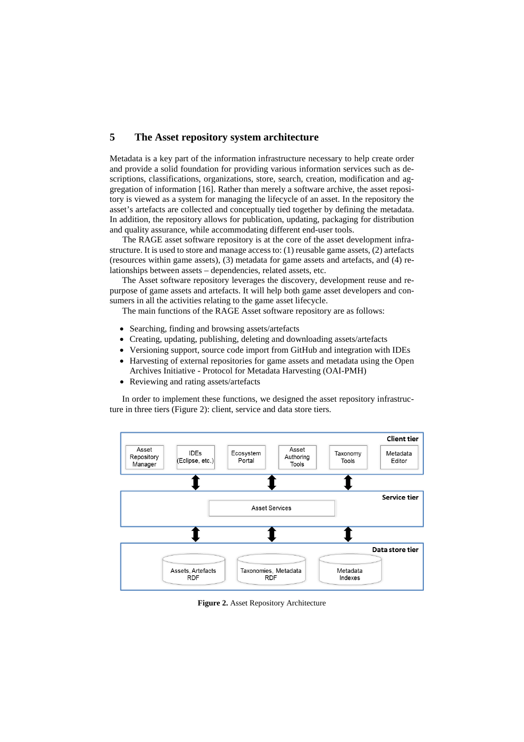## 5 The Asset repository system architecture

Metadata is a key part of the information infrastructure necessary to help create order and provide a solid foundation for providing various information services such as descriptions, classifications, organizations, store, search, creation, modification and aggregation of information [16]. Rather than merely a software archive, the asset repository is viewed as a system for managing the lifecycle of an asset. In the repository the asset's artefacts are collected and conceptually tied together by defining the metadata. In addition, the repository allows for publication, updating, packaging for distribution and quality assurance, while accommodating different end-user tools.

The RAGE asset software repository is at the core of the asset development infrastructure. It is used to store and manage access to: (1) reusable game assets, (2) artefacts (resources within game assets), (3) metadata for game assets and artefacts, and (4) relationships between assets – dependencies, related assets, etc.

The Asset software repository leverages the discovery, development reuse and repurpose of game assets and artefacts. It will help both game asset developers and consumers in all the activities relating to the game asset lifecycle.

The main functions of the RAGE Asset software repository are as follows:

- Searching, finding and browsing assets/artefacts
- Creating, updating, publishing, deleting and downloading assets/artefacts
- Versioning support, source code import from GitHub and integration with IDEs
- Harvesting of external repositories for game assets and metadata using the Open Archives Initiative - Protocol for Metadata Harvesting (OAI-PMH)
- Reviewing and rating assets/artefacts

In order to implement these functions, we designed the asset repository infrastructure in three tiers (Figure 2): client, service and data store tiers.

Client tier: Asset Repository Manager | IDEs (Eclipse, etc.) | Ecosystem Portal | Asset Authoring Tools | Taxonomy Tools | Metadata Editor

Service tier: Asset Services

Data store tier: Assets, Artefacts RDF | Taxonomies, Metadata RDF | Metadata Indexes

**Figure 2.** Asset Repository Architecture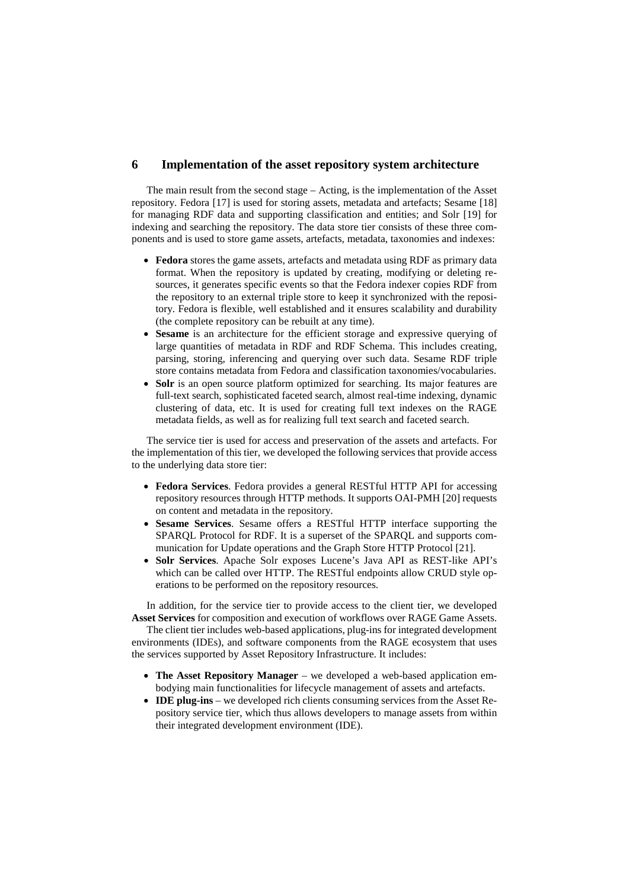## 6 Implementation of the asset repository system architecture

The main result from the second stage – Acting, is the implementation of the Asset repository. Fedora [17] is used for storing assets, metadata and artefacts; Sesame [18] for managing RDF data and supporting classification and entities; and Solr [19] for indexing and searching the repository. The data store tier consists of these three components and is used to store game assets, artefacts, metadata, taxonomies and indexes:

- **Fedora** stores the game assets, artefacts and metadata using RDF as primary data format. When the repository is updated by creating, modifying or deleting resources, it generates specific events so that the Fedora indexer copies RDF from the repository to an external triple store to keep it synchronized with the repository. Fedora is flexible, well established and it ensures scalability and durability (the complete repository can be rebuilt at any time).
- **Sesame** is an architecture for the efficient storage and expressive querying of large quantities of metadata in RDF and RDF Schema. This includes creating, parsing, storing, inferencing and querying over such data. Sesame RDF triple store contains metadata from Fedora and classification taxonomies/vocabularies.
- **Solr** is an open source platform optimized for searching. Its major features are full-text search, sophisticated faceted search, almost real-time indexing, dynamic clustering of data, etc. It is used for creating full text indexes on the RAGE metadata fields, as well as for realizing full text search and faceted search.

The service tier is used for access and preservation of the assets and artefacts. For the implementation of this tier, we developed the following services that provide access to the underlying data store tier:

- **Fedora Services**. Fedora provides a general RESTful HTTP API for accessing repository resources through HTTP methods. It supports OAI-PMH [20] requests on content and metadata in the repository.
- **Sesame Services**. Sesame offers a RESTful HTTP interface supporting the SPARQL Protocol for RDF. It is a superset of the SPARQL and supports communication for Update operations and the Graph Store HTTP Protocol [21].
- **Solr Services**. Apache Solr exposes Lucene's Java API as REST-like API's which can be called over HTTP. The RESTful endpoints allow CRUD style operations to be performed on the repository resources.

In addition, for the service tier to provide access to the client tier, we developed **Asset Services** for composition and execution of workflows over RAGE Game Assets.

The client tier includes web-based applications, plug-ins for integrated development environments (IDEs), and software components from the RAGE ecosystem that uses the services supported by Asset Repository Infrastructure. It includes:

- **The Asset Repository Manager** – we developed a web-based application embodying main functionalities for lifecycle management of assets and artefacts.
- **IDE plug-ins** – we developed rich clients consuming services from the Asset Repository service tier, which thus allows developers to manage assets from within their integrated development environment (IDE).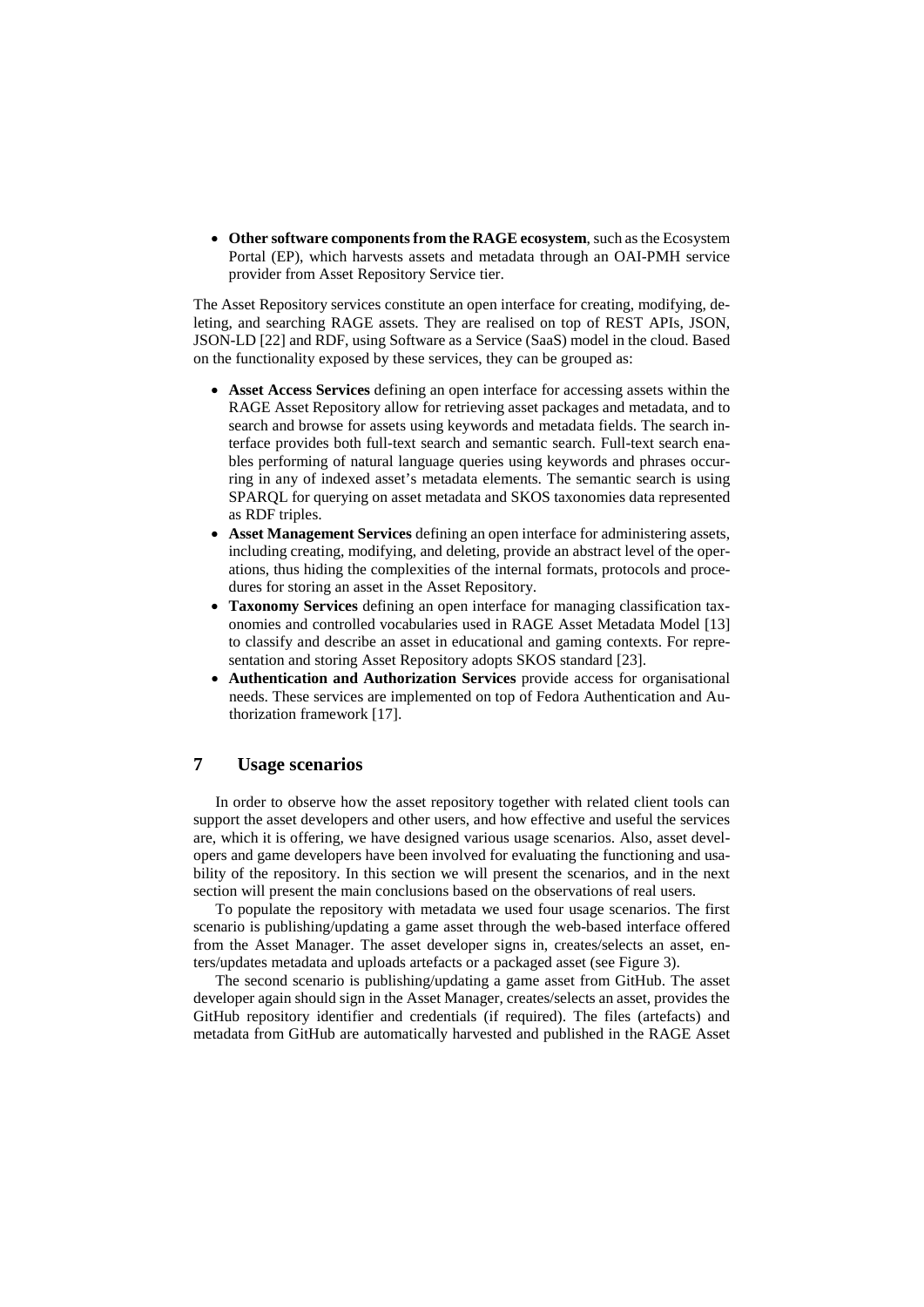- **Other software components from the RAGE ecosystem**, such as the Ecosystem Portal (EP), which harvests assets and metadata through an OAI-PMH service provider from Asset Repository Service tier.

The Asset Repository services constitute an open interface for creating, modifying, deleting, and searching RAGE assets. They are realised on top of REST APIs, JSON, JSON-LD [22] and RDF, using Software as a Service (SaaS) model in the cloud. Based on the functionality exposed by these services, they can be grouped as:

- **Asset Access Services** defining an open interface for accessing assets within the RAGE Asset Repository allow for retrieving asset packages and metadata, and to search and browse for assets using keywords and metadata fields. The search interface provides both full-text search and semantic search. Full-text search enables performing of natural language queries using keywords and phrases occurring in any of indexed asset's metadata elements. The semantic search is using SPARQL for querying on asset metadata and SKOS taxonomies data represented as RDF triples.
- **Asset Management Services** defining an open interface for administering assets, including creating, modifying, and deleting, provide an abstract level of the operations, thus hiding the complexities of the internal formats, protocols and procedures for storing an asset in the Asset Repository.
- **Taxonomy Services** defining an open interface for managing classification taxonomies and controlled vocabularies used in RAGE Asset Metadata Model [13] to classify and describe an asset in educational and gaming contexts. For representation and storing Asset Repository adopts SKOS standard [23].
- **Authentication and Authorization Services** provide access for organisational needs. These services are implemented on top of Fedora Authentication and Authorization framework [17].

## 7 Usage scenarios

In order to observe how the asset repository together with related client tools can support the asset developers and other users, and how effective and useful the services are, which it is offering, we have designed various usage scenarios. Also, asset developers and game developers have been involved for evaluating the functioning and usability of the repository. In this section we will present the scenarios, and in the next section will present the main conclusions based on the observations of real users.

To populate the repository with metadata we used four usage scenarios. The first scenario is publishing/updating a game asset through the web-based interface offered from the Asset Manager. The asset developer signs in, creates/selects an asset, enters/updates metadata and uploads artefacts or a packaged asset (see Figure 3).

The second scenario is publishing/updating a game asset from GitHub. The asset developer again should sign in the Asset Manager, creates/selects an asset, provides the GitHub repository identifier and credentials (if required). The files (artefacts) and metadata from GitHub are automatically harvested and published in the RAGE Asset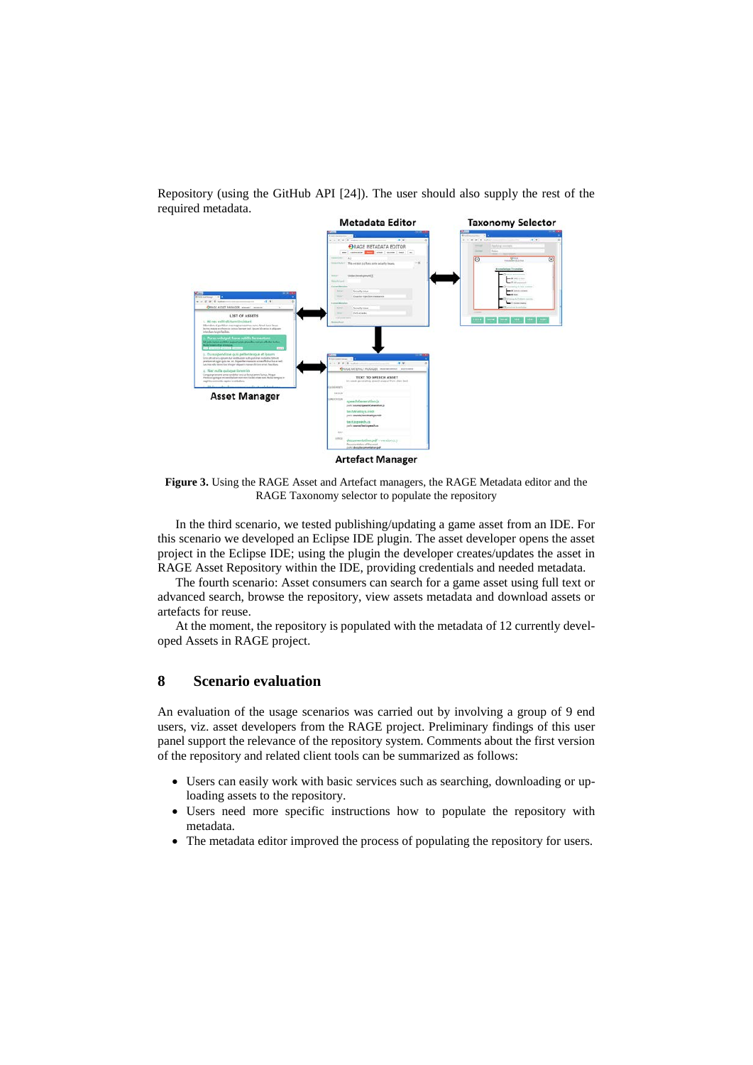Repository (using the GitHub API [24]). The user should also supply the rest of the required metadata.

**Figure 3.** Using the RAGE Asset and Artefact managers, the RAGE Metadata editor and the RAGE Taxonomy selector to populate the repository

In the third scenario, we tested publishing/updating a game asset from an IDE. For this scenario we developed an Eclipse IDE plugin. The asset developer opens the asset project in the Eclipse IDE; using the plugin the developer creates/updates the asset in RAGE Asset Repository within the IDE, providing credentials and needed metadata.

The fourth scenario: Asset consumers can search for a game asset using full text or advanced search, browse the repository, view assets metadata and download assets or artefacts for reuse.

At the moment, the repository is populated with the metadata of 12 currently developed Assets in RAGE project.

## 8 Scenario evaluation

An evaluation of the usage scenarios was carried out by involving a group of 9 end users, viz. asset developers from the RAGE project. Preliminary findings of this user panel support the relevance of the repository system. Comments about the first version of the repository and related client tools can be summarized as follows:

- Users can easily work with basic services such as searching, downloading or uploading assets to the repository.
- Users need more specific instructions how to populate the repository with metadata.
- The metadata editor improved the process of populating the repository for users.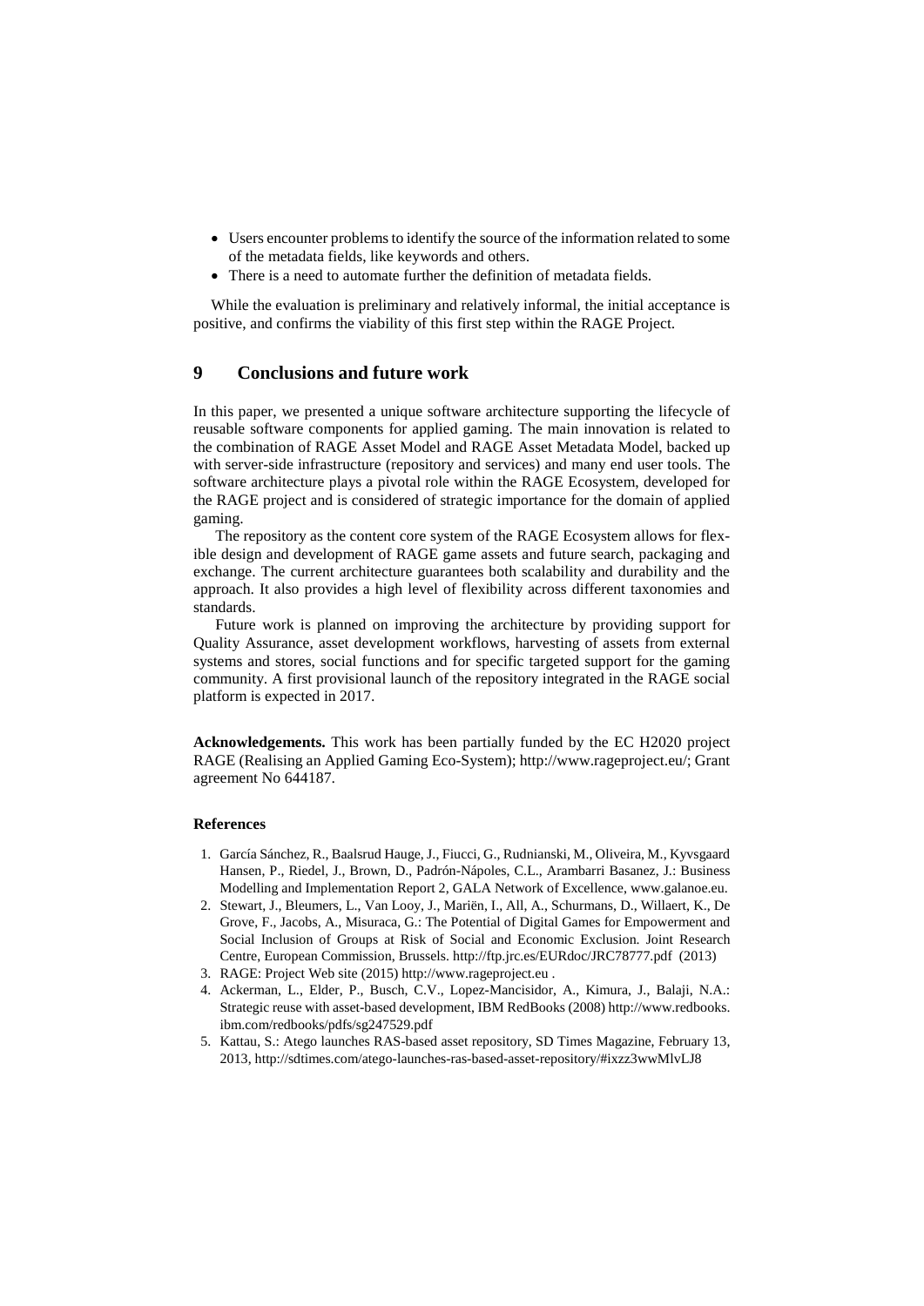- Users encounter problems to identify the source of the information related to some of the metadata fields, like keywords and others.
- There is a need to automate further the definition of metadata fields.

While the evaluation is preliminary and relatively informal, the initial acceptance is positive, and confirms the viability of this first step within the RAGE Project.

## 9 Conclusions and future work

In this paper, we presented a unique software architecture supporting the lifecycle of reusable software components for applied gaming. The main innovation is related to the combination of RAGE Asset Model and RAGE Asset Metadata Model, backed up with server-side infrastructure (repository and services) and many end user tools. The software architecture plays a pivotal role within the RAGE Ecosystem, developed for the RAGE project and is considered of strategic importance for the domain of applied gaming.

The repository as the content core system of the RAGE Ecosystem allows for flexible design and development of RAGE game assets and future search, packaging and exchange. The current architecture guarantees both scalability and durability and the approach. It also provides a high level of flexibility across different taxonomies and standards.

Future work is planned on improving the architecture by providing support for Quality Assurance, asset development workflows, harvesting of assets from external systems and stores, social functions and for specific targeted support for the gaming community. A first provisional launch of the repository integrated in the RAGE social platform is expected in 2017.

**Acknowledgements.** This work has been partially funded by the EC H2020 project RAGE (Realising an Applied Gaming Eco-System); http://www.rageproject.eu/; Grant agreement No 644187.

### References

1. García Sánchez, R., Baalsrud Hauge, J., Fiucci, G., Rudnianski, M., Oliveira, M., Kyvsgaard Hansen, P., Riedel, J., Brown, D., Padrón-Nápoles, C.L., Arambarri Basanez, J.: Business Modelling and Implementation Report 2, GALA Network of Excellence, www.galanoe.eu.
2. Stewart, J., Bleumers, L., Van Looy, J., Mariën, I., All, A., Schurmans, D., Willaert, K., De Grove, F., Jacobs, A., Misuraca, G.: The Potential of Digital Games for Empowerment and Social Inclusion of Groups at Risk of Social and Economic Exclusion. Joint Research Centre, European Commission, Brussels. http://ftp.jrc.es/EURdoc/JRC78777.pdf (2013)
3. RAGE: Project Web site (2015) http://www.rageproject.eu .
4. Ackerman, L., Elder, P., Busch, C.V., Lopez-Mancisidor, A., Kimura, J., Balaji, N.A.: Strategic reuse with asset-based development, IBM RedBooks (2008) http://www.redbooks.ibm.com/redbooks/pdfs/sg247529.pdf
5. Kattau, S.: Atego launches RAS-based asset repository, SD Times Magazine, February 13, 2013, http://sdtimes.com/atego-launches-ras-based-asset-repository/#ixzz3wwMlvLJ8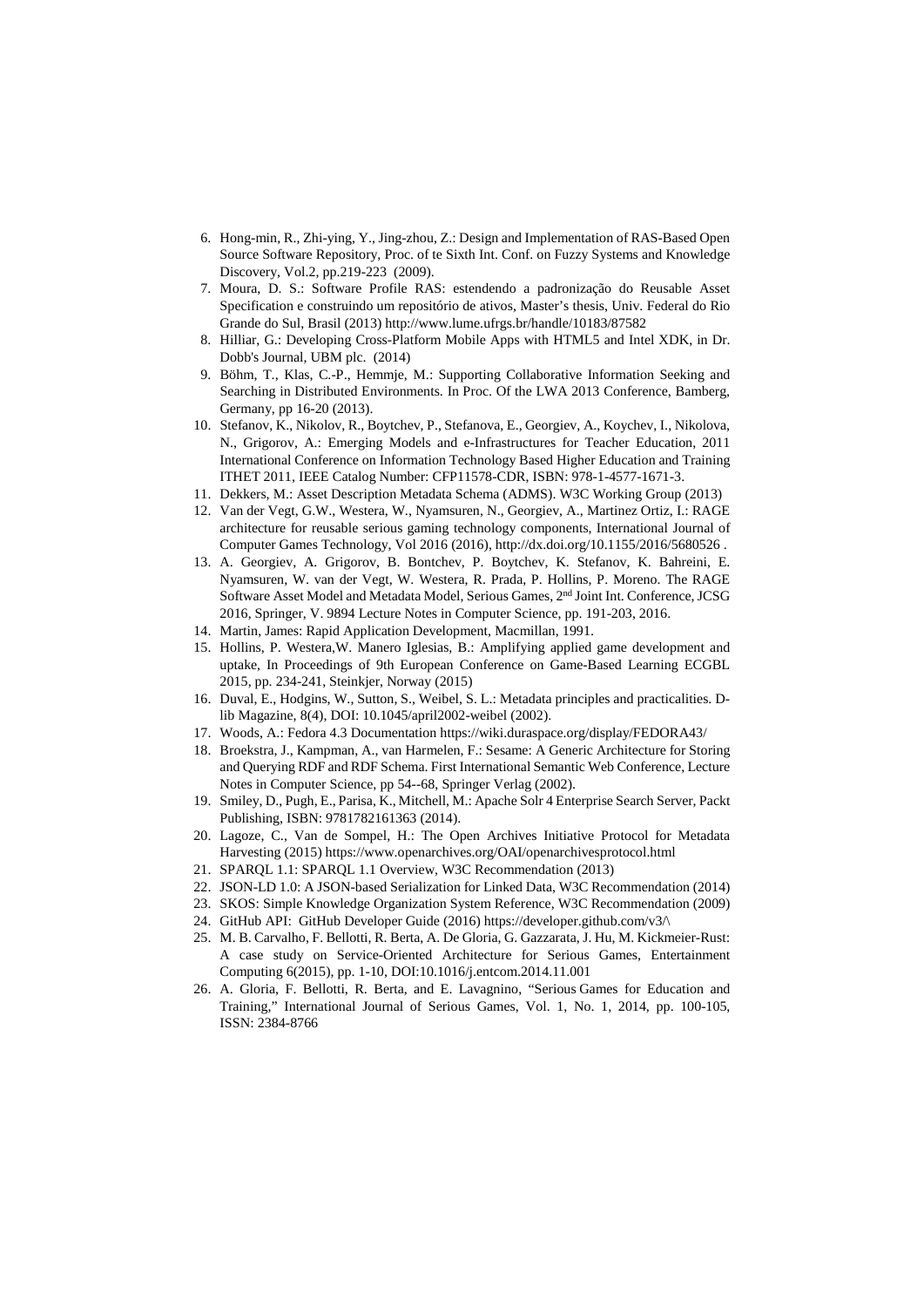6. Hong-min, R., Zhi-ying, Y., Jing-zhou, Z.: Design and Implementation of RAS-Based Open Source Software Repository, Proc. of te Sixth Int. Conf. on Fuzzy Systems and Knowledge Discovery, Vol.2, pp.219-223 (2009).
7. Moura, D. S.: Software Profile RAS: estendendo a padronização do Reusable Asset Specification e construindo um repositório de ativos, Master's thesis, Univ. Federal do Rio Grande do Sul, Brasil (2013) http://www.lume.ufrgs.br/handle/10183/87582
8. Hilliar, G.: Developing Cross-Platform Mobile Apps with HTML5 and Intel XDK, in Dr. Dobb's Journal, UBM plc. (2014)
9. Böhm, T., Klas, C.-P., Hemmje, M.: Supporting Collaborative Information Seeking and Searching in Distributed Environments. In Proc. Of the LWA 2013 Conference, Bamberg, Germany, pp 16-20 (2013).
10. Stefanov, K., Nikolov, R., Boytchev, P., Stefanova, E., Georgiev, A., Koychev, I., Nikolova, N., Grigorov, A.: Emerging Models and e-Infrastructures for Teacher Education, 2011 International Conference on Information Technology Based Higher Education and Training ITHET 2011, IEEE Catalog Number: CFP11578-CDR, ISBN: 978-1-4577-1671-3.
11. Dekkers, M.: Asset Description Metadata Schema (ADMS). W3C Working Group (2013)
12. Van der Vegt, G.W., Westera, W., Nyamsuren, N., Georgiev, A., Martinez Ortiz, I.: RAGE architecture for reusable serious gaming technology components, International Journal of Computer Games Technology, Vol 2016 (2016), http://dx.doi.org/10.1155/2016/5680526 .
13. A. Georgiev, A. Grigorov, B. Bontchev, P. Boytchev, K. Stefanov, K. Bahreini, E. Nyamsuren, W. van der Vegt, W. Westera, R. Prada, P. Hollins, P. Moreno. The RAGE Software Asset Model and Metadata Model, Serious Games, 2nd Joint Int. Conference, JCSG 2016, Springer, V. 9894 Lecture Notes in Computer Science, pp. 191-203, 2016.
14. Martin, James: Rapid Application Development, Macmillan, 1991.
15. Hollins, P. Westera,W. Manero Iglesias, B.: Amplifying applied game development and uptake, In Proceedings of 9th European Conference on Game-Based Learning ECGBL 2015, pp. 234-241, Steinkjer, Norway (2015)
16. Duval, E., Hodgins, W., Sutton, S., Weibel, S. L.: Metadata principles and practicalities. D-lib Magazine, 8(4), DOI: 10.1045/april2002-weibel (2002).
17. Woods, A.: Fedora 4.3 Documentation https://wiki.duraspace.org/display/FEDORA43/
18. Broekstra, J., Kampman, A., van Harmelen, F.: Sesame: A Generic Architecture for Storing and Querying RDF and RDF Schema. First International Semantic Web Conference, Lecture Notes in Computer Science, pp 54--68, Springer Verlag (2002).
19. Smiley, D., Pugh, E., Parisa, K., Mitchell, M.: Apache Solr 4 Enterprise Search Server, Packt Publishing, ISBN: 9781782161363 (2014).
20. Lagoze, C., Van de Sompel, H.: The Open Archives Initiative Protocol for Metadata Harvesting (2015) https://www.openarchives.org/OAI/openarchivesprotocol.html
21. SPARQL 1.1: SPARQL 1.1 Overview, W3C Recommendation (2013)
22. JSON-LD 1.0: A JSON-based Serialization for Linked Data, W3C Recommendation (2014)
23. SKOS: Simple Knowledge Organization System Reference, W3C Recommendation (2009)
24. GitHub API: GitHub Developer Guide (2016) https://developer.github.com/v3/\
25. M. B. Carvalho, F. Bellotti, R. Berta, A. De Gloria, G. Gazzarata, J. Hu, M. Kickmeier-Rust: A case study on Service-Oriented Architecture for Serious Games, Entertainment Computing 6(2015), pp. 1-10, DOI:10.1016/j.entcom.2014.11.001
26. A. Gloria, F. Bellotti, R. Berta, and E. Lavagnino, "Serious Games for Education and Training," International Journal of Serious Games, Vol. 1, No. 1, 2014, pp. 100-105, ISSN: 2384-8766